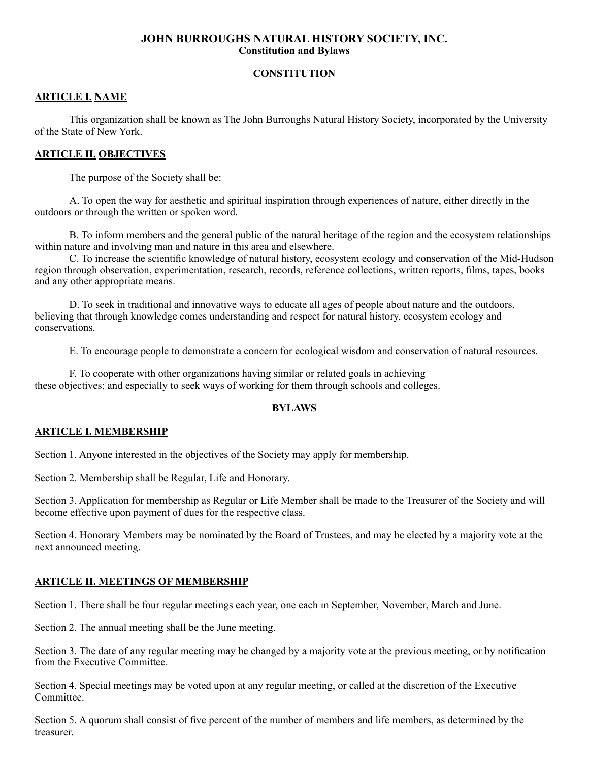# JOHN BURROUGHS NATURAL HISTORY SOCIETY, INC.
## Constitution and Bylaws

## CONSTITUTION

### ARTICLE I. NAME

This organization shall be known as The John Burroughs Natural History Society, incorporated by the University of the State of New York.

### ARTICLE II. OBJECTIVES

The purpose of the Society shall be:

A. To open the way for aesthetic and spiritual inspiration through experiences of nature, either directly in the outdoors or through the written or spoken word.

B. To inform members and the general public of the natural heritage of the region and the ecosystem relationships within nature and involving man and nature in this area and elsewhere.

C. To increase the scientific knowledge of natural history, ecosystem ecology and conservation of the Mid-Hudson region through observation, experimentation, research, records, reference collections, written reports, films, tapes, books and any other appropriate means.

D. To seek in traditional and innovative ways to educate all ages of people about nature and the outdoors, believing that through knowledge comes understanding and respect for natural history, ecosystem ecology and conservations.

E. To encourage people to demonstrate a concern for ecological wisdom and conservation of natural resources.

F. To cooperate with other organizations having similar or related goals in achieving these objectives; and especially to seek ways of working for them through schools and colleges.

## BYLAWS

### ARTICLE I. MEMBERSHIP

Section 1. Anyone interested in the objectives of the Society may apply for membership.

Section 2. Membership shall be Regular, Life and Honorary.

Section 3. Application for membership as Regular or Life Member shall be made to the Treasurer of the Society and will become effective upon payment of dues for the respective class.

Section 4. Honorary Members may be nominated by the Board of Trustees, and may be elected by a majority vote at the next announced meeting.

### ARTICLE II. MEETINGS OF MEMBERSHIP

Section 1. There shall be four regular meetings each year, one each in September, November, March and June.

Section 2. The annual meeting shall be the June meeting.

Section 3. The date of any regular meeting may be changed by a majority vote at the previous meeting, or by notification from the Executive Committee.

Section 4. Special meetings may be voted upon at any regular meeting, or called at the discretion of the Executive Committee.

Section 5. A quorum shall consist of five percent of the number of members and life members, as determined by the treasurer.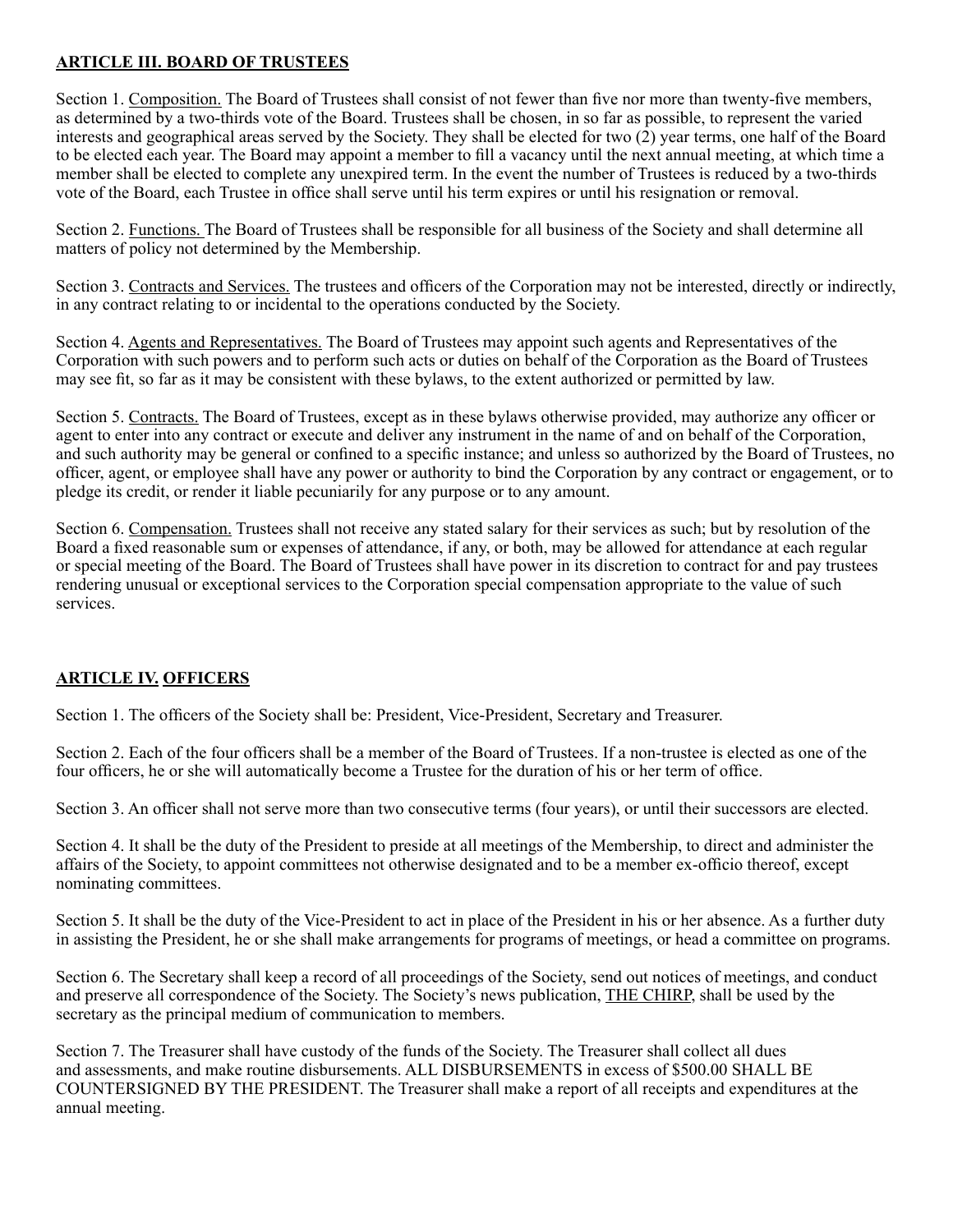## ARTICLE III. BOARD OF TRUSTEES

Section 1. Composition. The Board of Trustees shall consist of not fewer than five nor more than twenty-five members, as determined by a two-thirds vote of the Board. Trustees shall be chosen, in so far as possible, to represent the varied interests and geographical areas served by the Society. They shall be elected for two (2) year terms, one half of the Board to be elected each year. The Board may appoint a member to fill a vacancy until the next annual meeting, at which time a member shall be elected to complete any unexpired term. In the event the number of Trustees is reduced by a two-thirds vote of the Board, each Trustee in office shall serve until his term expires or until his resignation or removal.

Section 2. Functions. The Board of Trustees shall be responsible for all business of the Society and shall determine all matters of policy not determined by the Membership.

Section 3. Contracts and Services. The trustees and officers of the Corporation may not be interested, directly or indirectly, in any contract relating to or incidental to the operations conducted by the Society.

Section 4. Agents and Representatives. The Board of Trustees may appoint such agents and Representatives of the Corporation with such powers and to perform such acts or duties on behalf of the Corporation as the Board of Trustees may see fit, so far as it may be consistent with these bylaws, to the extent authorized or permitted by law.

Section 5. Contracts. The Board of Trustees, except as in these bylaws otherwise provided, may authorize any officer or agent to enter into any contract or execute and deliver any instrument in the name of and on behalf of the Corporation, and such authority may be general or confined to a specific instance; and unless so authorized by the Board of Trustees, no officer, agent, or employee shall have any power or authority to bind the Corporation by any contract or engagement, or to pledge its credit, or render it liable pecuniarily for any purpose or to any amount.

Section 6. Compensation. Trustees shall not receive any stated salary for their services as such; but by resolution of the Board a fixed reasonable sum or expenses of attendance, if any, or both, may be allowed for attendance at each regular or special meeting of the Board. The Board of Trustees shall have power in its discretion to contract for and pay trustees rendering unusual or exceptional services to the Corporation special compensation appropriate to the value of such services.

## ARTICLE IV. OFFICERS

Section 1. The officers of the Society shall be: President, Vice-President, Secretary and Treasurer.

Section 2. Each of the four officers shall be a member of the Board of Trustees. If a non-trustee is elected as one of the four officers, he or she will automatically become a Trustee for the duration of his or her term of office.

Section 3. An officer shall not serve more than two consecutive terms (four years), or until their successors are elected.

Section 4. It shall be the duty of the President to preside at all meetings of the Membership, to direct and administer the affairs of the Society, to appoint committees not otherwise designated and to be a member ex-officio thereof, except nominating committees.

Section 5. It shall be the duty of the Vice-President to act in place of the President in his or her absence. As a further duty in assisting the President, he or she shall make arrangements for programs of meetings, or head a committee on programs.

Section 6. The Secretary shall keep a record of all proceedings of the Society, send out notices of meetings, and conduct and preserve all correspondence of the Society. The Society's news publication, THE CHIRP, shall be used by the secretary as the principal medium of communication to members.

Section 7. The Treasurer shall have custody of the funds of the Society. The Treasurer shall collect all dues and assessments, and make routine disbursements. ALL DISBURSEMENTS in excess of $500.00 SHALL BE COUNTERSIGNED BY THE PRESIDENT. The Treasurer shall make a report of all receipts and expenditures at the annual meeting.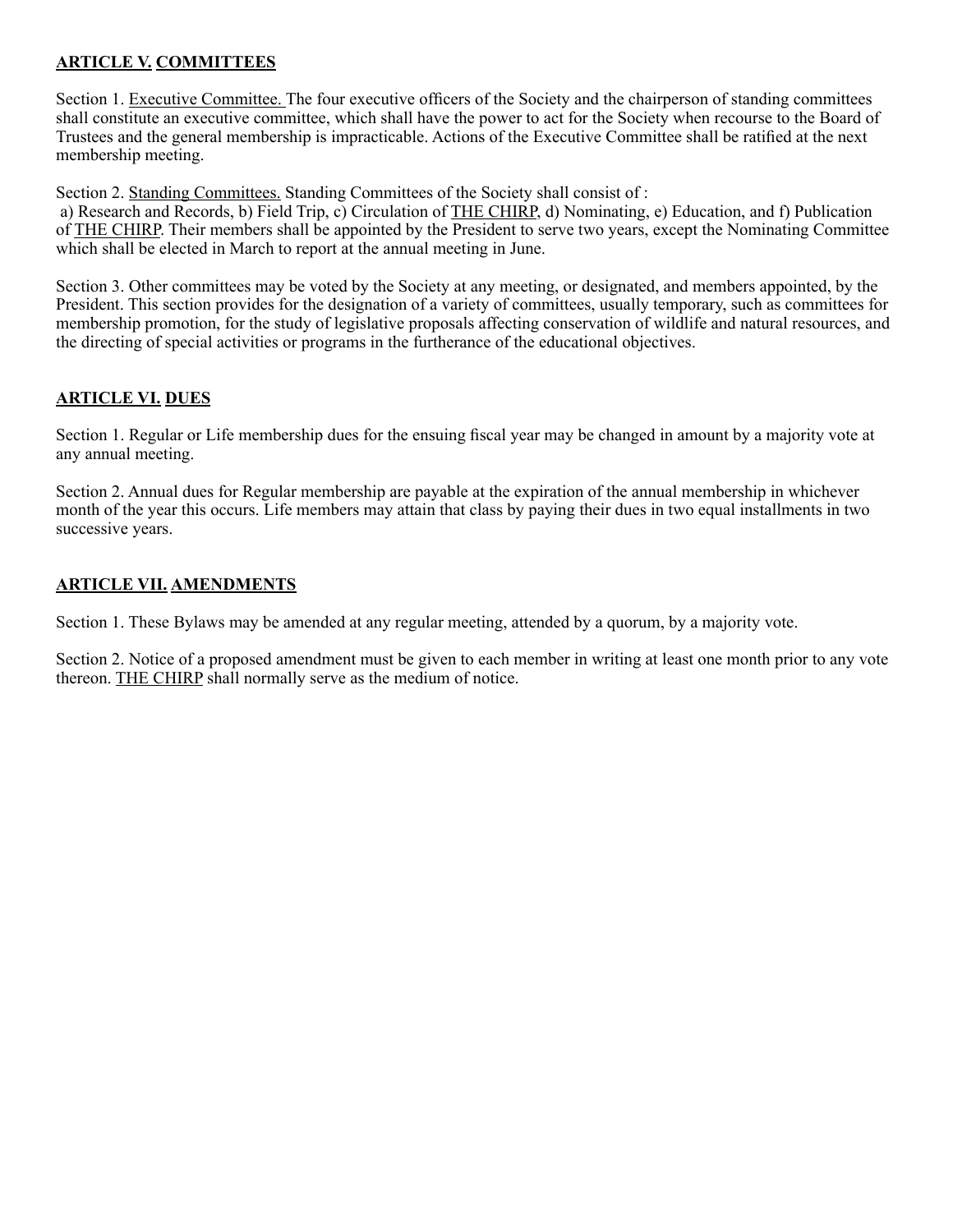## ARTICLE V. COMMITTEES

Section 1. Executive Committee. The four executive officers of the Society and the chairperson of standing committees shall constitute an executive committee, which shall have the power to act for the Society when recourse to the Board of Trustees and the general membership is impracticable. Actions of the Executive Committee shall be ratified at the next membership meeting.

Section 2. Standing Committees. Standing Committees of the Society shall consist of :
a) Research and Records, b) Field Trip, c) Circulation of THE CHIRP, d) Nominating, e) Education, and f) Publication of THE CHIRP. Their members shall be appointed by the President to serve two years, except the Nominating Committee which shall be elected in March to report at the annual meeting in June.

Section 3. Other committees may be voted by the Society at any meeting, or designated, and members appointed, by the President. This section provides for the designation of a variety of committees, usually temporary, such as committees for membership promotion, for the study of legislative proposals affecting conservation of wildlife and natural resources, and the directing of special activities or programs in the furtherance of the educational objectives.

## ARTICLE VI. DUES

Section 1. Regular or Life membership dues for the ensuing fiscal year may be changed in amount by a majority vote at any annual meeting.

Section 2. Annual dues for Regular membership are payable at the expiration of the annual membership in whichever month of the year this occurs. Life members may attain that class by paying their dues in two equal installments in two successive years.

## ARTICLE VII. AMENDMENTS

Section 1. These Bylaws may be amended at any regular meeting, attended by a quorum, by a majority vote.

Section 2. Notice of a proposed amendment must be given to each member in writing at least one month prior to any vote thereon. THE CHIRP shall normally serve as the medium of notice.